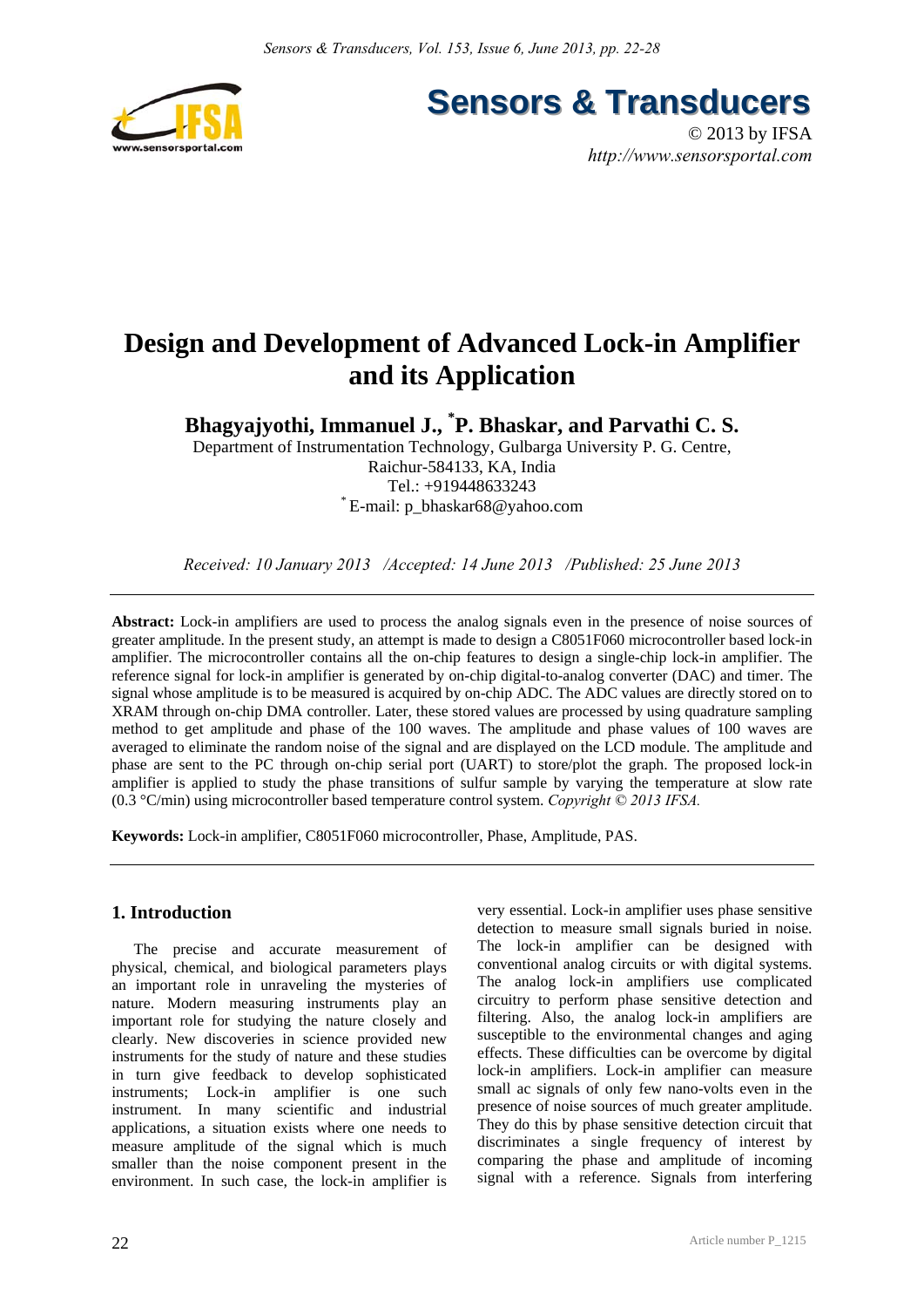# Design and Development of Advanced Lock-in Amplifier and its Application

**Bhagyajyothi, Immanuel J., [*]P. Bhaskar, and Parvathi C. S.**

Department of Instrumentation Technology, Gulbarga University P. G. Centre, Raichur-584133, KA, India

Tel.: +919448633243

[*] E-mail: p_bhaskar68@yahoo.com

*Received: 10 January 2013 /Accepted: 14 June 2013 /Published: 25 June 2013*

---

**Abstract:** Lock-in amplifiers are used to process the analog signals even in the presence of noise sources of greater amplitude. In the present study, an attempt is made to design a C8051F060 microcontroller based lock-in amplifier. The microcontroller contains all the on-chip features to design a single-chip lock-in amplifier. The reference signal for lock-in amplifier is generated by on-chip digital-to-analog converter (DAC) and timer. The signal whose amplitude is to be measured is acquired by on-chip ADC. The ADC values are directly stored on to XRAM through on-chip DMA controller. Later, these stored values are processed by using quadrature sampling method to get amplitude and phase of the 100 waves. The amplitude and phase values of 100 waves are averaged to eliminate the random noise of the signal and are displayed on the LCD module. The amplitude and phase are sent to the PC through on-chip serial port (UART) to store/plot the graph. The proposed lock-in amplifier is applied to study the phase transitions of sulfur sample by varying the temperature at slow rate (0.3 °C/min) using microcontroller based temperature control system. *Copyright © 2013 IFSA.*

**Keywords:** Lock-in amplifier, C8051F060 microcontroller, Phase, Amplitude, PAS.

---

## 1. Introduction

The precise and accurate measurement of physical, chemical, and biological parameters plays an important role in unraveling the mysteries of nature. Modern measuring instruments play an important role for studying the nature closely and clearly. New discoveries in science provided new instruments for the study of nature and these studies in turn give feedback to develop sophisticated instruments; Lock-in amplifier is one such instrument. In many scientific and industrial applications, a situation exists where one needs to measure amplitude of the signal which is much smaller than the noise component present in the environment. In such case, the lock-in amplifier is very essential. Lock-in amplifier uses phase sensitive detection to measure small signals buried in noise. The lock-in amplifier can be designed with conventional analog circuits or with digital systems. The analog lock-in amplifiers use complicated circuitry to perform phase sensitive detection and filtering. Also, the analog lock-in amplifiers are susceptible to the environmental changes and aging effects. These difficulties can be overcome by digital lock-in amplifiers. Lock-in amplifier can measure small ac signals of only few nano-volts even in the presence of noise sources of much greater amplitude. They do this by phase sensitive detection circuit that discriminates a single frequency of interest by comparing the phase and amplitude of incoming signal with a reference. Signals from interfering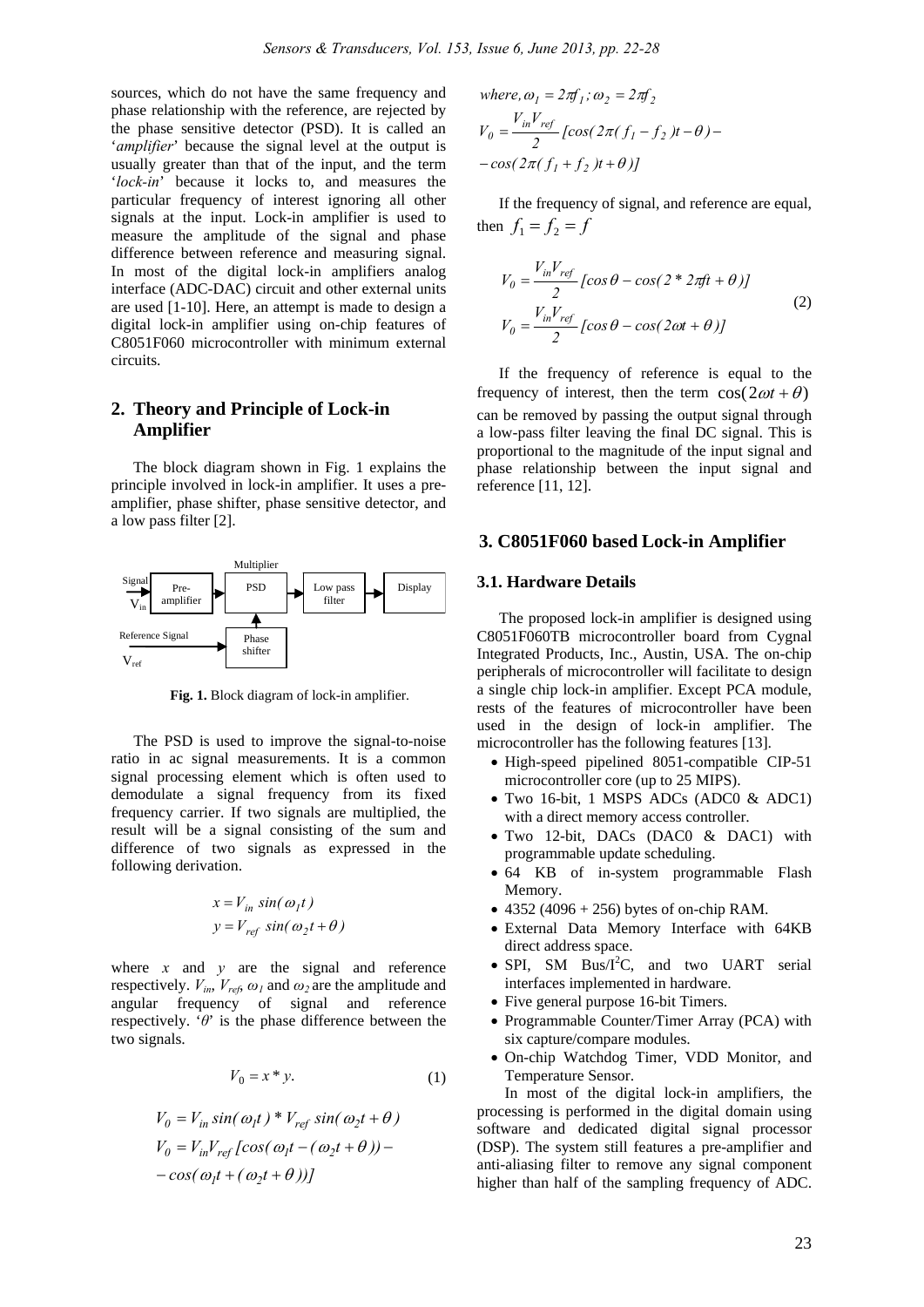sources, which do not have the same frequency and phase relationship with the reference, are rejected by the phase sensitive detector (PSD). It is called an '*amplifier*' because the signal level at the output is usually greater than that of the input, and the term '*lock-in*' because it locks to, and measures the particular frequency of interest ignoring all other signals at the input. Lock-in amplifier is used to measure the amplitude of the signal and phase difference between reference and measuring signal. In most of the digital lock-in amplifiers analog interface (ADC-DAC) circuit and other external units are used [1-10]. Here, an attempt is made to design a digital lock-in amplifier using on-chip features of C8051F060 microcontroller with minimum external circuits.

## 2. Theory and Principle of Lock-in Amplifier

The block diagram shown in Fig. 1 explains the principle involved in lock-in amplifier. It uses a pre-amplifier, phase shifter, phase sensitive detector, and a low pass filter [2].

Signal $V_{in}$ → Pre-amplifier → PSD (Multiplier) → Low pass filter → Display; Reference Signal $V_{ref}$ → Phase shifter → PSD

**Fig. 1.** Block diagram of lock-in amplifier.

The PSD is used to improve the signal-to-noise ratio in ac signal measurements. It is a common signal processing element which is often used to demodulate a signal frequency from its fixed frequency carrier. If two signals are multiplied, the result will be a signal consisting of the sum and difference of two signals as expressed in the following derivation.

$$x = V_{in}\sin(\omega_1 t)$$
$$y = V_{ref}\sin(\omega_2 t + \theta)$$

where $x$ and $y$ are the signal and reference respectively. $V_{in}$, $V_{ref}$, $\omega_1$ and $\omega_2$ are the amplitude and angular frequency of signal and reference respectively. '$\theta$' is the phase difference between the two signals.

$$V_0 = x * y. \tag{1}$$

$$V_0 = V_{in}\sin(\omega_1 t) * V_{ref}\sin(\omega_2 t + \theta)$$
$$V_0 = V_{in}V_{ref}[\cos(\omega_1 t - (\omega_2 t + \theta)) -$$
$$- \cos(\omega_1 t + (\omega_2 t + \theta))]$$

$$where, \omega_1 = 2\pi f_1; \omega_2 = 2\pi f_2$$
$$V_0 = \frac{V_{in}V_{ref}}{2}[\cos(2\pi(f_1 - f_2)t - \theta) -$$
$$- \cos(2\pi(f_1 + f_2)t + \theta)]$$

If the frequency of signal, and reference are equal, then $f_1 = f_2 = f$

$$V_0 = \frac{V_{in}V_{ref}}{2}[\cos\theta - \cos(2 * 2\pi ft + \theta)]$$
$$V_0 = \frac{V_{in}V_{ref}}{2}[\cos\theta - \cos(2\omega t + \theta)] \tag{2}$$

If the frequency of reference is equal to the frequency of interest, then the term $\cos(2\omega t + \theta)$ can be removed by passing the output signal through a low-pass filter leaving the final DC signal. This is proportional to the magnitude of the input signal and phase relationship between the input signal and reference [11, 12].

## 3. C8051F060 based Lock-in Amplifier

### 3.1. Hardware Details

The proposed lock-in amplifier is designed using C8051F060TB microcontroller board from Cygnal Integrated Products, Inc., Austin, USA. The on-chip peripherals of microcontroller will facilitate to design a single chip lock-in amplifier. Except PCA module, rests of the features of microcontroller have been used in the design of lock-in amplifier. The microcontroller has the following features [13].

- High-speed pipelined 8051-compatible CIP-51 microcontroller core (up to 25 MIPS).
- Two 16-bit, 1 MSPS ADCs (ADC0 & ADC1) with a direct memory access controller.
- Two 12-bit, DACs (DAC0 & DAC1) with programmable update scheduling.
- 64 KB of in-system programmable Flash Memory.
- 4352 (4096 + 256) bytes of on-chip RAM.
- External Data Memory Interface with 64KB direct address space.
- SPI, SM Bus/$I^2$C, and two UART serial interfaces implemented in hardware.
- Five general purpose 16-bit Timers.
- Programmable Counter/Timer Array (PCA) with six capture/compare modules.
- On-chip Watchdog Timer, VDD Monitor, and Temperature Sensor.

In most of the digital lock-in amplifiers, the processing is performed in the digital domain using software and dedicated digital signal processor (DSP). The system still features a pre-amplifier and anti-aliasing filter to remove any signal component higher than half of the sampling frequency of ADC.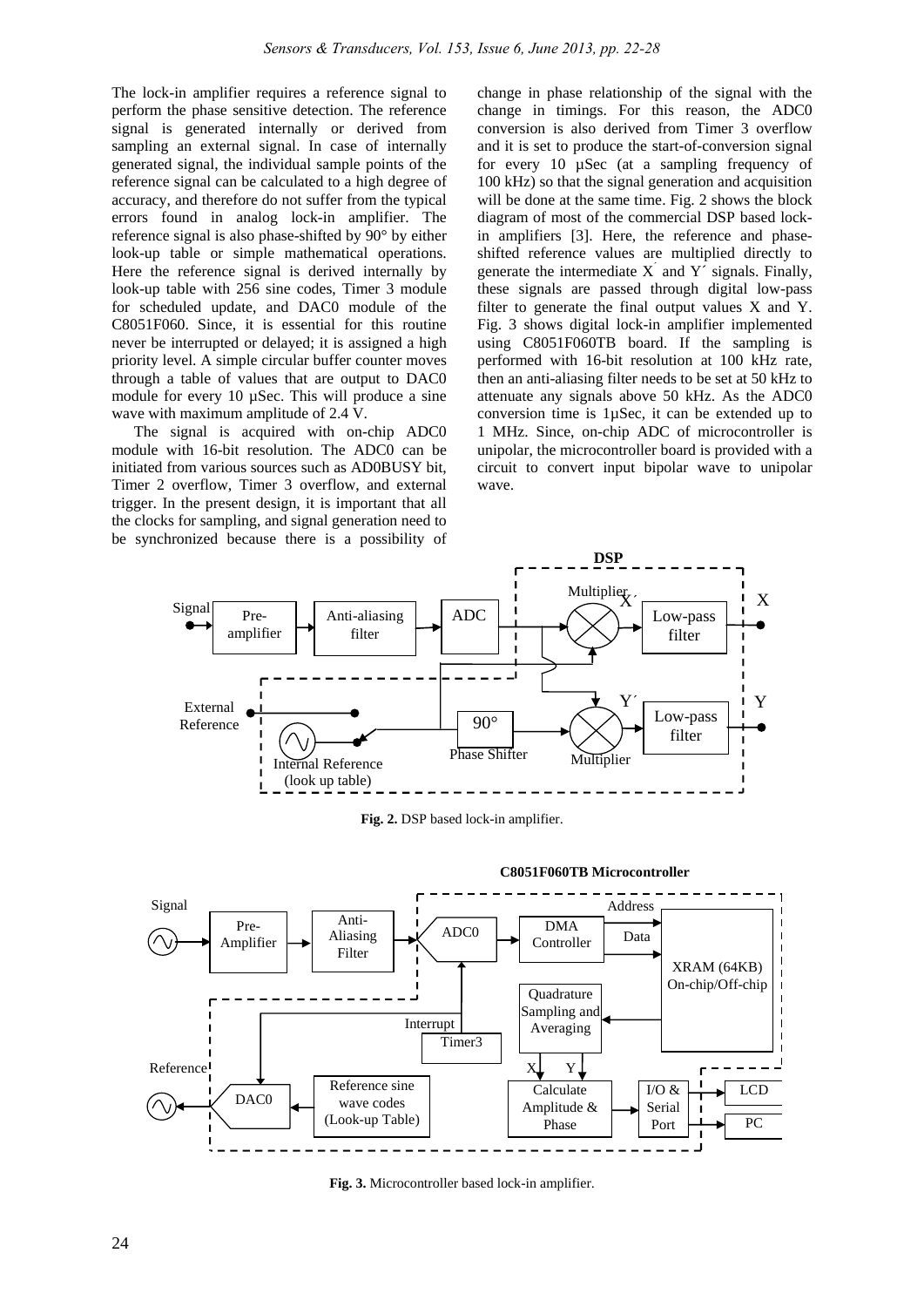The lock-in amplifier requires a reference signal to perform the phase sensitive detection. The reference signal is generated internally or derived from sampling an external signal. In case of internally generated signal, the individual sample points of the reference signal can be calculated to a high degree of accuracy, and therefore do not suffer from the typical errors found in analog lock-in amplifier. The reference signal is also phase-shifted by 90° by either look-up table or simple mathematical operations. Here the reference signal is derived internally by look-up table with 256 sine codes, Timer 3 module for scheduled update, and DAC0 module of the C8051F060. Since, it is essential for this routine never be interrupted or delayed; it is assigned a high priority level. A simple circular buffer counter moves through a table of values that are output to DAC0 module for every 10 µSec. This will produce a sine wave with maximum amplitude of 2.4 V.

The signal is acquired with on-chip ADC0 module with 16-bit resolution. The ADC0 can be initiated from various sources such as AD0BUSY bit, Timer 2 overflow, Timer 3 overflow, and external trigger. In the present design, it is important that all the clocks for sampling, and signal generation need to be synchronized because there is a possibility of change in phase relationship of the signal with the change in timings. For this reason, the ADC0 conversion is also derived from Timer 3 overflow and it is set to produce the start-of-conversion signal for every 10 µSec (at a sampling frequency of 100 kHz) so that the signal generation and acquisition will be done at the same time. Fig. 2 shows the block diagram of most of the commercial DSP based lock-in amplifiers [3]. Here, the reference and phase-shifted reference values are multiplied directly to generate the intermediate X´ and Y´ signals. Finally, these signals are passed through digital low-pass filter to generate the final output values X and Y. Fig. 3 shows digital lock-in amplifier implemented using C8051F060TB board. If the sampling is performed with 16-bit resolution at 100 kHz rate, then an anti-aliasing filter needs to be set at 50 kHz to attenuate any signals above 50 kHz. As the ADC0 conversion time is 1µSec, it can be extended up to 1 MHz. Since, on-chip ADC of microcontroller is unipolar, the microcontroller board is provided with a circuit to convert input bipolar wave to unipolar wave.

**Fig. 2.** DSP based lock-in amplifier.

**Fig. 3.** Microcontroller based lock-in amplifier.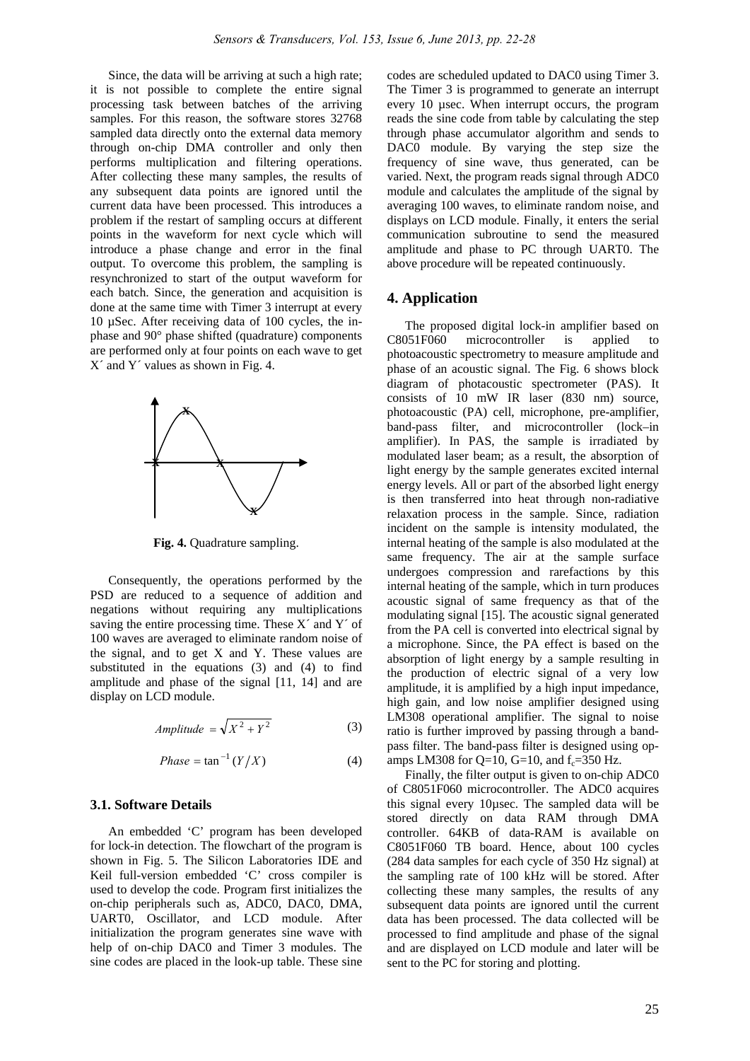Since, the data will be arriving at such a high rate; it is not possible to complete the entire signal processing task between batches of the arriving samples. For this reason, the software stores 32768 sampled data directly onto the external data memory through on-chip DMA controller and only then performs multiplication and filtering operations. After collecting these many samples, the results of any subsequent data points are ignored until the current data have been processed. This introduces a problem if the restart of sampling occurs at different points in the waveform for next cycle which will introduce a phase change and error in the final output. To overcome this problem, the sampling is resynchronized to start of the output waveform for each batch. Since, the generation and acquisition is done at the same time with Timer 3 interrupt at every 10 µSec. After receiving data of 100 cycles, the in-phase and 90° phase shifted (quadrature) components are performed only at four points on each wave to get X´ and Y´ values as shown in Fig. 4.

**Fig. 4.** Quadrature sampling.

Consequently, the operations performed by the PSD are reduced to a sequence of addition and negations without requiring any multiplications saving the entire processing time. These X´ and Y´ of 100 waves are averaged to eliminate random noise of the signal, and to get X and Y. These values are substituted in the equations (3) and (4) to find amplitude and phase of the signal [11, 14] and are display on LCD module.

$$Amplitude = \sqrt{X^2 + Y^2} \tag{3}$$

$$Phase = \tan^{-1}(Y/X) \tag{4}$$

### 3.1. Software Details

An embedded 'C' program has been developed for lock-in detection. The flowchart of the program is shown in Fig. 5. The Silicon Laboratories IDE and Keil full-version embedded 'C' cross compiler is used to develop the code. Program first initializes the on-chip peripherals such as, ADC0, DAC0, DMA, UART0, Oscillator, and LCD module. After initialization the program generates sine wave with help of on-chip DAC0 and Timer 3 modules. The sine codes are placed in the look-up table. These sine codes are scheduled updated to DAC0 using Timer 3. The Timer 3 is programmed to generate an interrupt every 10 µsec. When interrupt occurs, the program reads the sine code from table by calculating the step through phase accumulator algorithm and sends to DAC0 module. By varying the step size the frequency of sine wave, thus generated, can be varied. Next, the program reads signal through ADC0 module and calculates the amplitude of the signal by averaging 100 waves, to eliminate random noise, and displays on LCD module. Finally, it enters the serial communication subroutine to send the measured amplitude and phase to PC through UART0. The above procedure will be repeated continuously.

## 4. Application

The proposed digital lock-in amplifier based on C8051F060 microcontroller is applied to photoacoustic spectrometry to measure amplitude and phase of an acoustic signal. The Fig. 6 shows block diagram of photacoustic spectrometer (PAS). It consists of 10 mW IR laser (830 nm) source, photoacoustic (PA) cell, microphone, pre-amplifier, band-pass filter, and microcontroller (lock–in amplifier). In PAS, the sample is irradiated by modulated laser beam; as a result, the absorption of light energy by the sample generates excited internal energy levels. All or part of the absorbed light energy is then transferred into heat through non-radiative relaxation process in the sample. Since, radiation incident on the sample is intensity modulated, the internal heating of the sample is also modulated at the same frequency. The air at the sample surface undergoes compression and rarefactions by this internal heating of the sample, which in turn produces acoustic signal of same frequency as that of the modulating signal [15]. The acoustic signal generated from the PA cell is converted into electrical signal by a microphone. Since, the PA effect is based on the absorption of light energy by a sample resulting in the production of electric signal of a very low amplitude, it is amplified by a high input impedance, high gain, and low noise amplifier designed using LM308 operational amplifier. The signal to noise ratio is further improved by passing through a band-pass filter. The band-pass filter is designed using op-amps LM308 for Q=10, G=10, and $f_c$=350 Hz.

Finally, the filter output is given to on-chip ADC0 of C8051F060 microcontroller. The ADC0 acquires this signal every 10µsec. The sampled data will be stored directly on data RAM through DMA controller. 64KB of data-RAM is available on C8051F060 TB board. Hence, about 100 cycles (284 data samples for each cycle of 350 Hz signal) at the sampling rate of 100 kHz will be stored. After collecting these many samples, the results of any subsequent data points are ignored until the current data has been processed. The data collected will be processed to find amplitude and phase of the signal and are displayed on LCD module and later will be sent to the PC for storing and plotting.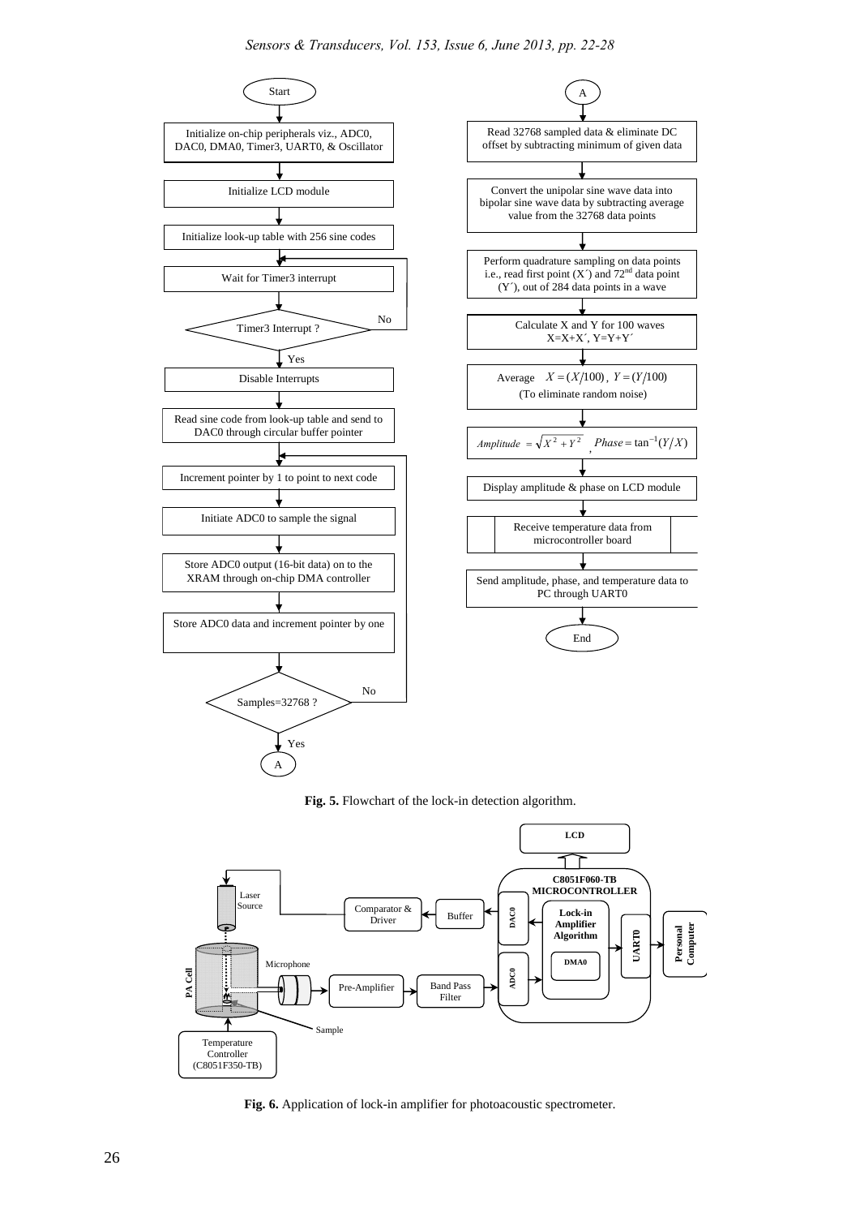Fig. 5. Flowchart of the lock-in detection algorithm.

Fig. 6. Application of lock-in amplifier for photoacoustic spectrometer.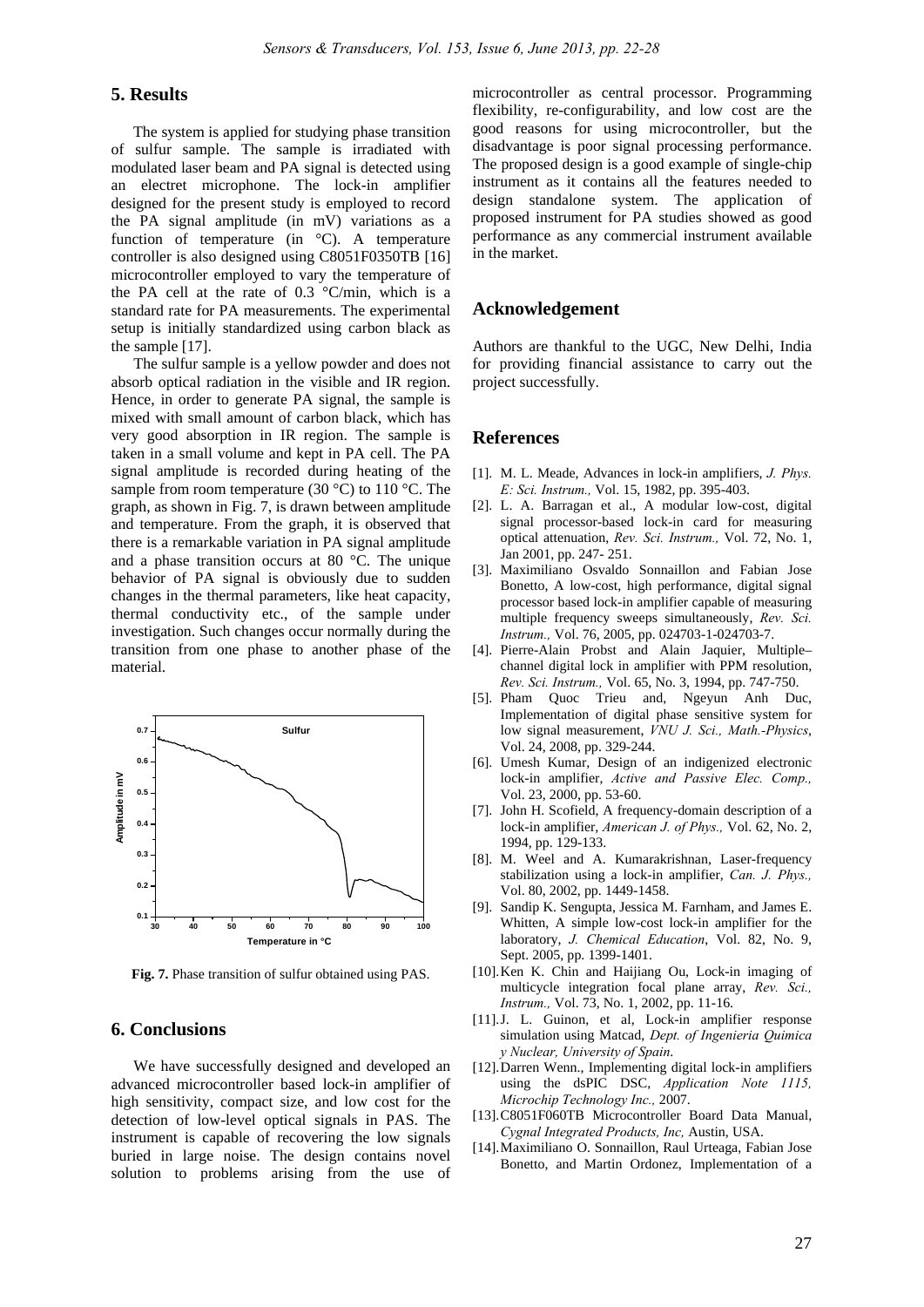## 5. Results

The system is applied for studying phase transition of sulfur sample. The sample is irradiated with modulated laser beam and PA signal is detected using an electret microphone. The lock-in amplifier designed for the present study is employed to record the PA signal amplitude (in mV) variations as a function of temperature (in °C). A temperature controller is also designed using C8051F0350TB [16] microcontroller employed to vary the temperature of the PA cell at the rate of 0.3 °C/min, which is a standard rate for PA measurements. The experimental setup is initially standardized using carbon black as the sample [17].

The sulfur sample is a yellow powder and does not absorb optical radiation in the visible and IR region. Hence, in order to generate PA signal, the sample is mixed with small amount of carbon black, which has very good absorption in IR region. The sample is taken in a small volume and kept in PA cell. The PA signal amplitude is recorded during heating of the sample from room temperature (30 °C) to 110 °C. The graph, as shown in Fig. 7, is drawn between amplitude and temperature. From the graph, it is observed that there is a remarkable variation in PA signal amplitude and a phase transition occurs at 80 °C. The unique behavior of PA signal is obviously due to sudden changes in the thermal parameters, like heat capacity, thermal conductivity etc., of the sample under investigation. Such changes occur normally during the transition from one phase to another phase of the material.

**Fig. 7.** Phase transition of sulfur obtained using PAS.

## 6. Conclusions

We have successfully designed and developed an advanced microcontroller based lock-in amplifier of high sensitivity, compact size, and low cost for the detection of low-level optical signals in PAS. The instrument is capable of recovering the low signals buried in large noise. The design contains novel solution to problems arising from the use of microcontroller as central processor. Programming flexibility, re-configurability, and low cost are the good reasons for using microcontroller, but the disadvantage is poor signal processing performance. The proposed design is a good example of single-chip instrument as it contains all the features needed to design standalone system. The application of proposed instrument for PA studies showed as good performance as any commercial instrument available in the market.

## Acknowledgement

Authors are thankful to the UGC, New Delhi, India for providing financial assistance to carry out the project successfully.

## References

[1]. M. L. Meade, Advances in lock-in amplifiers, *J. Phys. E: Sci. Instrum.,* Vol. 15, 1982, pp. 395-403.

[2]. L. A. Barragan et al., A modular low-cost, digital signal processor-based lock-in card for measuring optical attenuation, *Rev. Sci. Instrum.,* Vol. 72, No. 1, Jan 2001, pp. 247- 251.

[3]. Maximiliano Osvaldo Sonnaillon and Fabian Jose Bonetto, A low-cost, high performance, digital signal processor based lock-in amplifier capable of measuring multiple frequency sweeps simultaneously, *Rev. Sci. Instrum.,* Vol. 76, 2005, pp. 024703-1-024703-7.

[4]. Pierre-Alain Probst and Alain Jaquier, Multiple–channel digital lock in amplifier with PPM resolution, *Rev. Sci. Instrum.,* Vol. 65, No. 3, 1994, pp. 747-750.

[5]. Pham Quoc Trieu and, Ngeyun Anh Duc, Implementation of digital phase sensitive system for low signal measurement, *VNU J. Sci., Math.-Physics*, Vol. 24, 2008, pp. 329-244.

[6]. Umesh Kumar, Design of an indigenized electronic lock-in amplifier, *Active and Passive Elec. Comp.,* Vol. 23, 2000, pp. 53-60.

[7]. John H. Scofield, A frequency-domain description of a lock-in amplifier, *American J. of Phys.,* Vol. 62, No. 2, 1994, pp. 129-133.

[8]. M. Weel and A. Kumarakrishnan, Laser-frequency stabilization using a lock-in amplifier, *Can. J. Phys.,* Vol. 80, 2002, pp. 1449-1458.

[9]. Sandip K. Sengupta, Jessica M. Farnham, and James E. Whitten, A simple low-cost lock-in amplifier for the laboratory, *J. Chemical Education*, Vol. 82, No. 9, Sept. 2005, pp. 1399-1401.

[10]. Ken K. Chin and Haijiang Ou, Lock-in imaging of multicycle integration focal plane array, *Rev. Sci., Instrum.,* Vol. 73, No. 1, 2002, pp. 11-16.

[11]. J. L. Guinon, et al, Lock-in amplifier response simulation using Matcad, *Dept. of Ingenieria Quimica y Nuclear, University of Spain*.

[12]. Darren Wenn., Implementing digital lock-in amplifiers using the dsPIC DSC, *Application Note 1115, Microchip Technology Inc.,* 2007.

[13]. C8051F060TB Microcontroller Board Data Manual, *Cygnal Integrated Products, Inc,* Austin, USA.

[14]. Maximiliano O. Sonnaillon, Raul Urteaga, Fabian Jose Bonetto, and Martin Ordonez, Implementation of a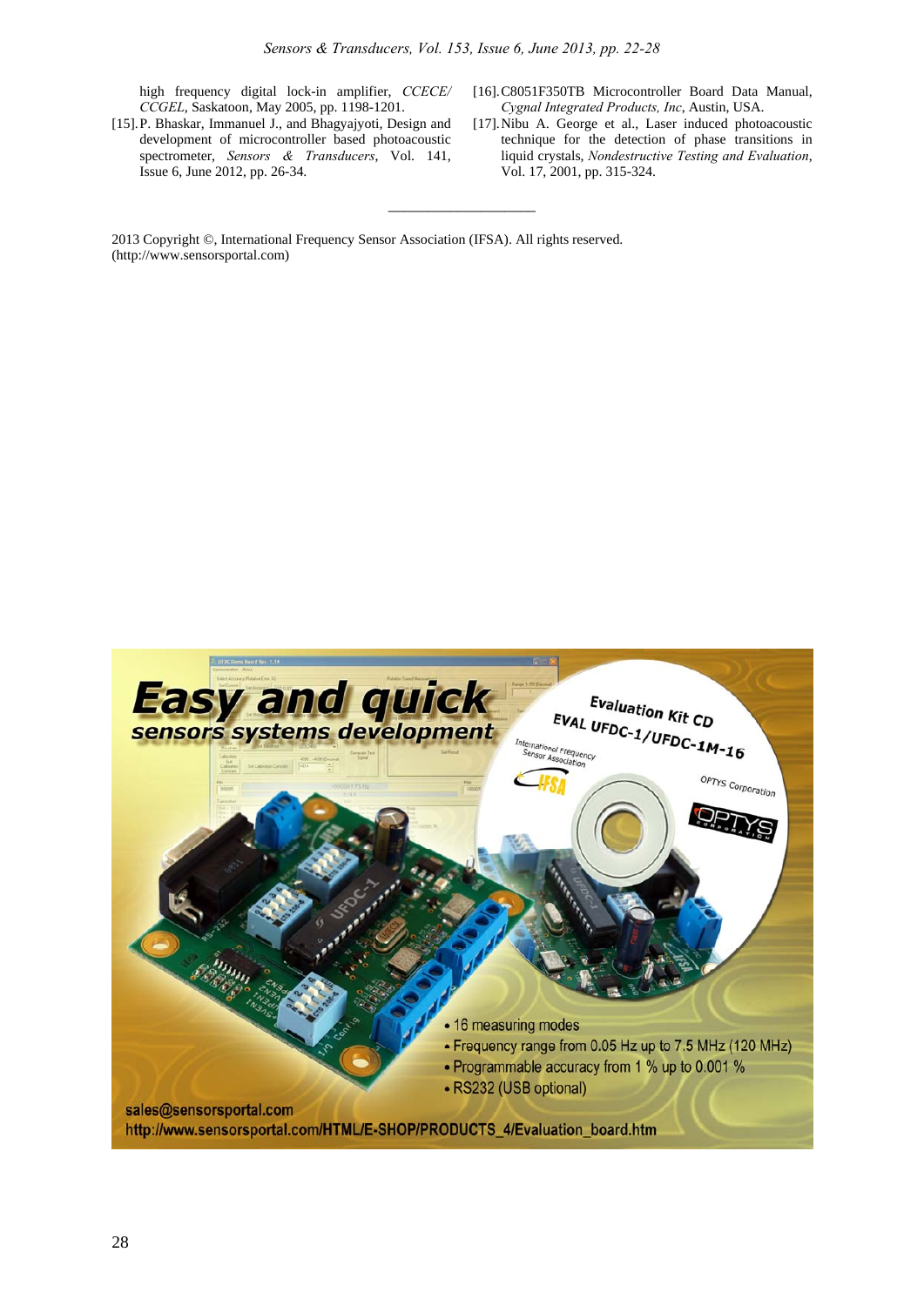high frequency digital lock-in amplifier, *CCECE/ CCGEL*, Saskatoon, May 2005, pp. 1198-1201.

[15]. P. Bhaskar, Immanuel J., and Bhagyajyoti, Design and development of microcontroller based photoacoustic spectrometer, *Sensors & Transducers*, Vol. 141, Issue 6, June 2012, pp. 26-34.

[16]. C8051F350TB Microcontroller Board Data Manual, *Cygnal Integrated Products, Inc*, Austin, USA.

[17]. Nibu A. George et al., Laser induced photoacoustic technique for the detection of phase transitions in liquid crystals, *Nondestructive Testing and Evaluation*, Vol. 17, 2001, pp. 315-324.

---

2013 Copyright ©, International Frequency Sensor Association (IFSA). All rights reserved.
(http://www.sensorsportal.com)

Easy and quick sensors systems development

Evaluation Kit CD EVAL UFDC-1/UFDC-1M-16

- 16 measuring modes
- Frequency range from 0.05 Hz up to 7.5 MHz (120 MHz)
- Programmable accuracy from 1 % up to 0.001 %
- RS232 (USB optional)

sales@sensorsportal.com
http://www.sensorsportal.com/HTML/E-SHOP/PRODUCTS_4/Evaluation_board.htm